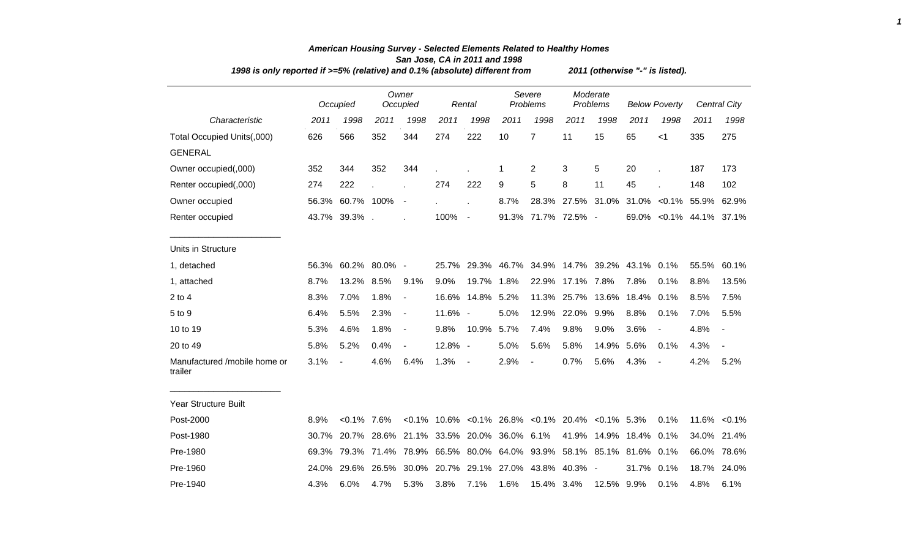# American Housing Survey - Selected Elements Related to Healthy Homes

## San Jose, CA in 2011 and 1998

*1998 is only reported if >=5% (relative) and 0.1% (absolute) different from 2011 (otherwise "-" is listed).*

| | Occupied | | Owner Occupied | | Rental | | Severe Problems | | Moderate Problems | | Below Poverty | | Central City | |
|---|---|---|---|---|---|---|---|---|---|---|---|---|---|---|
| Characteristic | 2011 | 1998 | 2011 | 1998 | 2011 | 1998 | 2011 | 1998 | 2011 | 1998 | 2011 | 1998 | 2011 | 1998 |
| Total Occupied Units(,000) | 626 | 566 | 352 | 344 | 274 | 222 | 10 | 7 | 11 | 15 | 65 | <1 | 335 | 275 |
| GENERAL | | | | | | | | | | | | | | |
| Owner occupied(,000) | 352 | 344 | 352 | 344 | . | . | 1 | 2 | 3 | 5 | 20 | . | 187 | 173 |
| Renter occupied(,000) | 274 | 222 | . | . | 274 | 222 | 9 | 5 | 8 | 11 | 45 | . | 148 | 102 |
| Owner occupied | 56.3% | 60.7% | 100% | - | . | . | 8.7% | 28.3% | 27.5% | 31.0% | 31.0% | <0.1% | 55.9% | 62.9% |
| Renter occupied | 43.7% | 39.3% | . | . | 100% | - | 91.3% | 71.7% | 72.5% | - | 69.0% | <0.1% | 44.1% | 37.1% |
| Units in Structure | | | | | | | | | | | | | | |
| 1, detached | 56.3% | 60.2% | 80.0% | - | 25.7% | 29.3% | 46.7% | 34.9% | 14.7% | 39.2% | 43.1% | 0.1% | 55.5% | 60.1% |
| 1, attached | 8.7% | 13.2% | 8.5% | 9.1% | 9.0% | 19.7% | 1.8% | 22.9% | 17.1% | 7.8% | 7.8% | 0.1% | 8.8% | 13.5% |
| 2 to 4 | 8.3% | 7.0% | 1.8% | - | 16.6% | 14.8% | 5.2% | 11.3% | 25.7% | 13.6% | 18.4% | 0.1% | 8.5% | 7.5% |
| 5 to 9 | 6.4% | 5.5% | 2.3% | - | 11.6% | - | 5.0% | 12.9% | 22.0% | 9.9% | 8.8% | 0.1% | 7.0% | 5.5% |
| 10 to 19 | 5.3% | 4.6% | 1.8% | - | 9.8% | 10.9% | 5.7% | 7.4% | 9.8% | 9.0% | 3.6% | - | 4.8% | - |
| 20 to 49 | 5.8% | 5.2% | 0.4% | - | 12.8% | - | 5.0% | 5.6% | 5.8% | 14.9% | 5.6% | 0.1% | 4.3% | - |
| Manufactured /mobile home or trailer | 3.1% | - | 4.6% | 6.4% | 1.3% | - | 2.9% | - | 0.7% | 5.6% | 4.3% | - | 4.2% | 5.2% |
| Year Structure Built | | | | | | | | | | | | | | |
| Post-2000 | 8.9% | <0.1% | 7.6% | <0.1% | 10.6% | <0.1% | 26.8% | <0.1% | 20.4% | <0.1% | 5.3% | 0.1% | 11.6% | <0.1% |
| Post-1980 | 30.7% | 20.7% | 28.6% | 21.1% | 33.5% | 20.0% | 36.0% | 6.1% | 41.9% | 14.9% | 18.4% | 0.1% | 34.0% | 21.4% |
| Pre-1980 | 69.3% | 79.3% | 71.4% | 78.9% | 66.5% | 80.0% | 64.0% | 93.9% | 58.1% | 85.1% | 81.6% | 0.1% | 66.0% | 78.6% |
| Pre-1960 | 24.0% | 29.6% | 26.5% | 30.0% | 20.7% | 29.1% | 27.0% | 43.8% | 40.3% | - | 31.7% | 0.1% | 18.7% | 24.0% |
| Pre-1940 | 4.3% | 6.0% | 4.7% | 5.3% | 3.8% | 7.1% | 1.6% | 15.4% | 3.4% | 12.5% | 9.9% | 0.1% | 4.8% | 6.1% |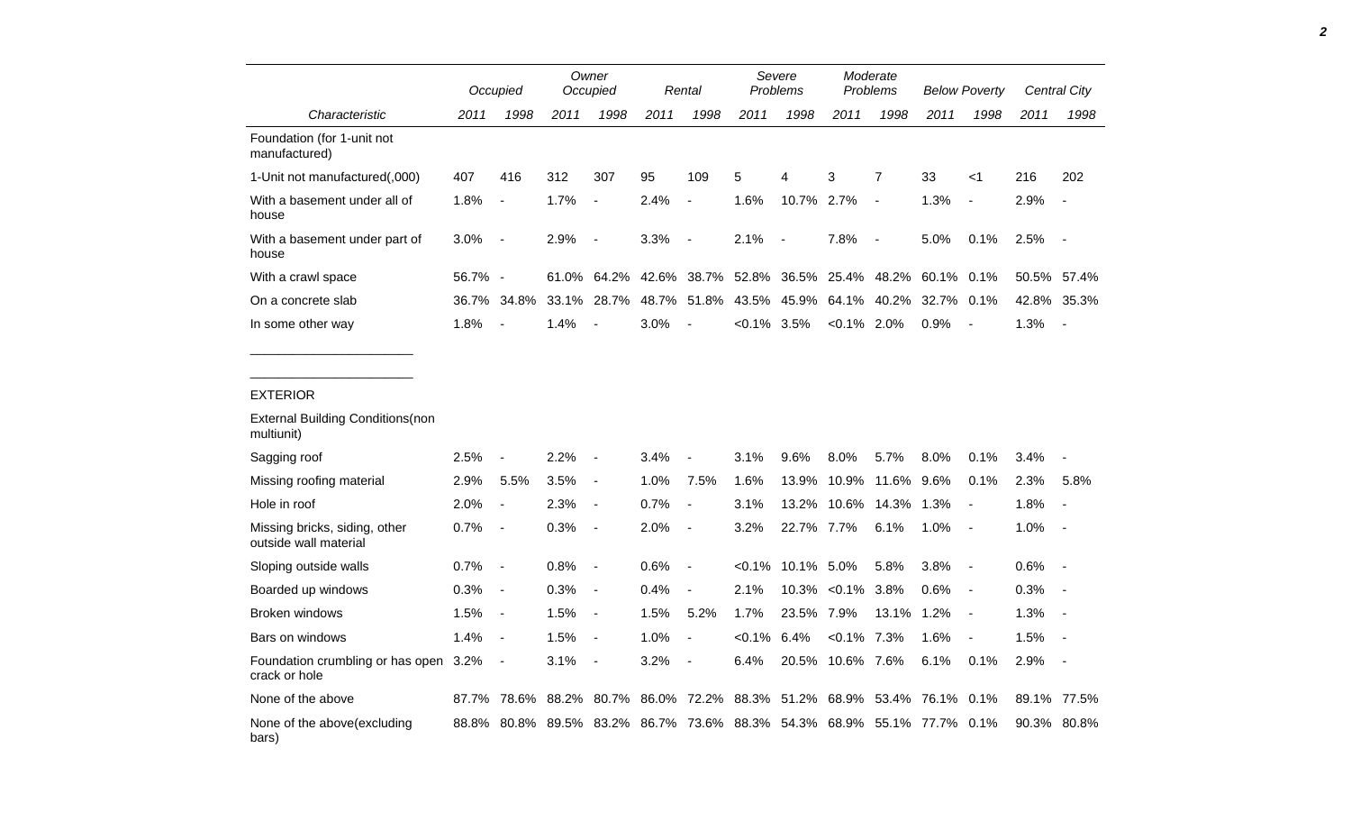| Characteristic | Occupied | | Owner Occupied | | Rental | | Severe Problems | | Moderate Problems | | Below Poverty | | Central City | |
|---|---|---|---|---|---|---|---|---|---|---|---|---|---|---|
| | 2011 | 1998 | 2011 | 1998 | 2011 | 1998 | 2011 | 1998 | 2011 | 1998 | 2011 | 1998 | 2011 | 1998 |
| Foundation (for 1-unit not manufactured) | | | | | | | | | | | | | | |
| 1-Unit not manufactured(,000) | 407 | 416 | 312 | 307 | 95 | 109 | 5 | 4 | 3 | 7 | 33 | <1 | 216 | 202 |
| With a basement under all of house | 1.8% | - | 1.7% | - | 2.4% | - | 1.6% | 10.7% | 2.7% | - | 1.3% | - | 2.9% | - |
| With a basement under part of house | 3.0% | - | 2.9% | - | 3.3% | - | 2.1% | - | 7.8% | - | 5.0% | 0.1% | 2.5% | - |
| With a crawl space | 56.7% | - | 61.0% | 64.2% | 42.6% | 38.7% | 52.8% | 36.5% | 25.4% | 48.2% | 60.1% | 0.1% | 50.5% | 57.4% |
| On a concrete slab | 36.7% | 34.8% | 33.1% | 28.7% | 48.7% | 51.8% | 43.5% | 45.9% | 64.1% | 40.2% | 32.7% | 0.1% | 42.8% | 35.3% |
| In some other way | 1.8% | - | 1.4% | - | 3.0% | - | <0.1% | 3.5% | <0.1% | 2.0% | 0.9% | - | 1.3% | - |
| EXTERIOR | | | | | | | | | | | | | | |
| External Building Conditions(non multiunit) | | | | | | | | | | | | | | |
| Sagging roof | 2.5% | - | 2.2% | - | 3.4% | - | 3.1% | 9.6% | 8.0% | 5.7% | 8.0% | 0.1% | 3.4% | - |
| Missing roofing material | 2.9% | 5.5% | 3.5% | - | 1.0% | 7.5% | 1.6% | 13.9% | 10.9% | 11.6% | 9.6% | 0.1% | 2.3% | 5.8% |
| Hole in roof | 2.0% | - | 2.3% | - | 0.7% | - | 3.1% | 13.2% | 10.6% | 14.3% | 1.3% | - | 1.8% | - |
| Missing bricks, siding, other outside wall material | 0.7% | - | 0.3% | - | 2.0% | - | 3.2% | 22.7% | 7.7% | 6.1% | 1.0% | - | 1.0% | - |
| Sloping outside walls | 0.7% | - | 0.8% | - | 0.6% | - | <0.1% | 10.1% | 5.0% | 5.8% | 3.8% | - | 0.6% | - |
| Boarded up windows | 0.3% | - | 0.3% | - | 0.4% | - | 2.1% | 10.3% | <0.1% | 3.8% | 0.6% | - | 0.3% | - |
| Broken windows | 1.5% | - | 1.5% | - | 1.5% | 5.2% | 1.7% | 23.5% | 7.9% | 13.1% | 1.2% | - | 1.3% | - |
| Bars on windows | 1.4% | - | 1.5% | - | 1.0% | - | <0.1% | 6.4% | <0.1% | 7.3% | 1.6% | - | 1.5% | - |
| Foundation crumbling or has open crack or hole | 3.2% | - | 3.1% | - | 3.2% | - | 6.4% | 20.5% | 10.6% | 7.6% | 6.1% | 0.1% | 2.9% | - |
| None of the above | 87.7% | 78.6% | 88.2% | 80.7% | 86.0% | 72.2% | 88.3% | 51.2% | 68.9% | 53.4% | 76.1% | 0.1% | 89.1% | 77.5% |
| None of the above(excluding bars) | 88.8% | 80.8% | 89.5% | 83.2% | 86.7% | 73.6% | 88.3% | 54.3% | 68.9% | 55.1% | 77.7% | 0.1% | 90.3% | 80.8% |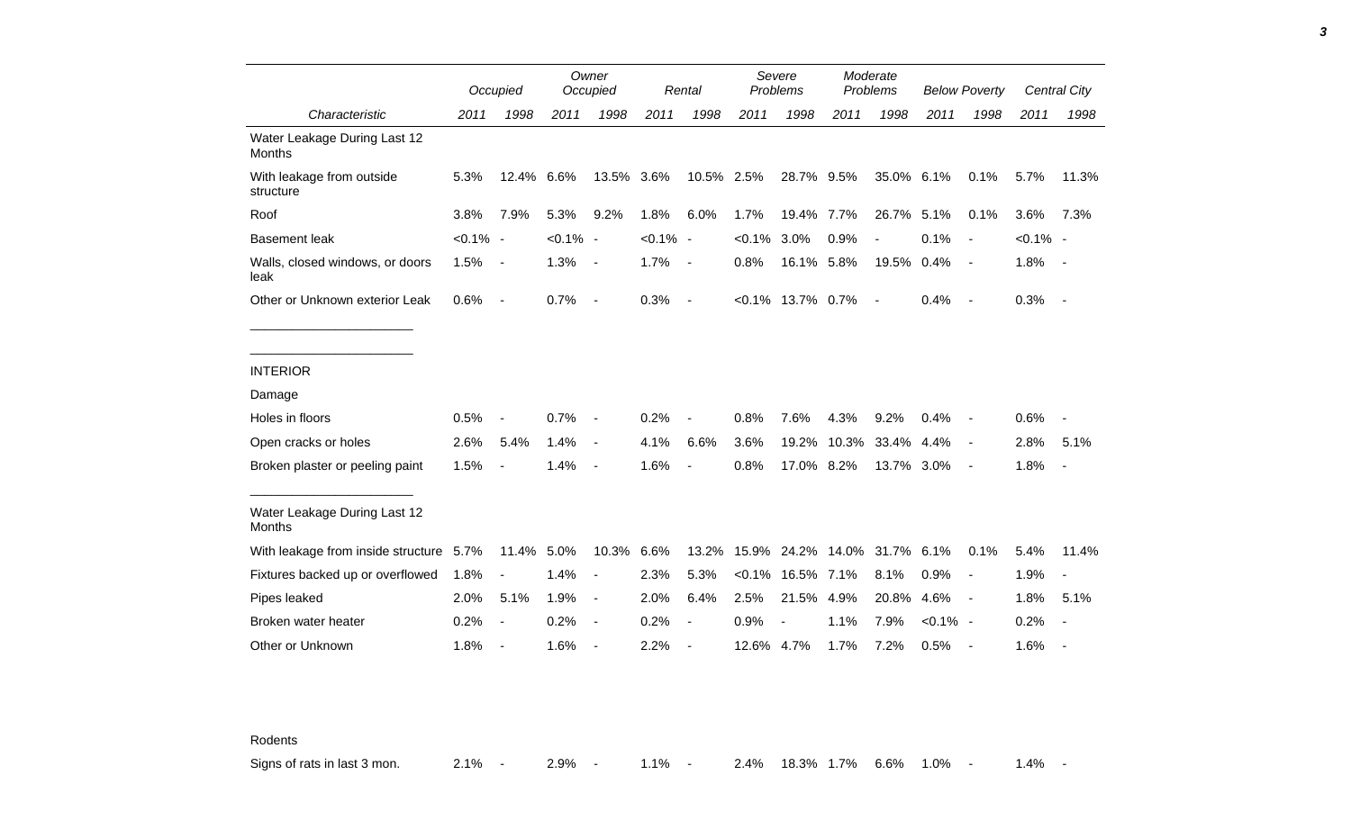| Characteristic | Occupied | | Owner Occupied | | Rental | | Severe Problems | | Moderate Problems | | Below Poverty | | Central City | |
|---|---|---|---|---|---|---|---|---|---|---|---|---|---|---|
| | 2011 | 1998 | 2011 | 1998 | 2011 | 1998 | 2011 | 1998 | 2011 | 1998 | 2011 | 1998 | 2011 | 1998 |
| Water Leakage During Last 12 Months | | | | | | | | | | | | | | |
| With leakage from outside structure | 5.3% | 12.4% | 6.6% | 13.5% | 3.6% | 10.5% | 2.5% | 28.7% | 9.5% | 35.0% | 6.1% | 0.1% | 5.7% | 11.3% |
| Roof | 3.8% | 7.9% | 5.3% | 9.2% | 1.8% | 6.0% | 1.7% | 19.4% | 7.7% | 26.7% | 5.1% | 0.1% | 3.6% | 7.3% |
| Basement leak | <0.1% | - | <0.1% | - | <0.1% | - | <0.1% | 3.0% | 0.9% | - | 0.1% | - | <0.1% | - |
| Walls, closed windows, or doors leak | 1.5% | - | 1.3% | - | 1.7% | - | 0.8% | 16.1% | 5.8% | 19.5% | 0.4% | - | 1.8% | - |
| Other or Unknown exterior Leak | 0.6% | - | 0.7% | - | 0.3% | - | <0.1% | 13.7% | 0.7% | - | 0.4% | - | 0.3% | - |
| INTERIOR | | | | | | | | | | | | | | |
| Damage | | | | | | | | | | | | | | |
| Holes in floors | 0.5% | - | 0.7% | - | 0.2% | - | 0.8% | 7.6% | 4.3% | 9.2% | 0.4% | - | 0.6% | - |
| Open cracks or holes | 2.6% | 5.4% | 1.4% | - | 4.1% | 6.6% | 3.6% | 19.2% | 10.3% | 33.4% | 4.4% | - | 2.8% | 5.1% |
| Broken plaster or peeling paint | 1.5% | - | 1.4% | - | 1.6% | - | 0.8% | 17.0% | 8.2% | 13.7% | 3.0% | - | 1.8% | - |
| Water Leakage During Last 12 Months | | | | | | | | | | | | | | |
| With leakage from inside structure | 5.7% | 11.4% | 5.0% | 10.3% | 6.6% | 13.2% | 15.9% | 24.2% | 14.0% | 31.7% | 6.1% | 0.1% | 5.4% | 11.4% |
| Fixtures backed up or overflowed | 1.8% | - | 1.4% | - | 2.3% | 5.3% | <0.1% | 16.5% | 7.1% | 8.1% | 0.9% | - | 1.9% | - |
| Pipes leaked | 2.0% | 5.1% | 1.9% | - | 2.0% | 6.4% | 2.5% | 21.5% | 4.9% | 20.8% | 4.6% | - | 1.8% | 5.1% |
| Broken water heater | 0.2% | - | 0.2% | - | 0.2% | - | 0.9% | - | 1.1% | 7.9% | <0.1% | - | 0.2% | - |
| Other or Unknown | 1.8% | - | 1.6% | - | 2.2% | - | 12.6% | 4.7% | 1.7% | 7.2% | 0.5% | - | 1.6% | - |
| Rodents | | | | | | | | | | | | | | |
| Signs of rats in last 3 mon. | 2.1% | - | 2.9% | - | 1.1% | - | 2.4% | 18.3% | 1.7% | 6.6% | 1.0% | - | 1.4% | - |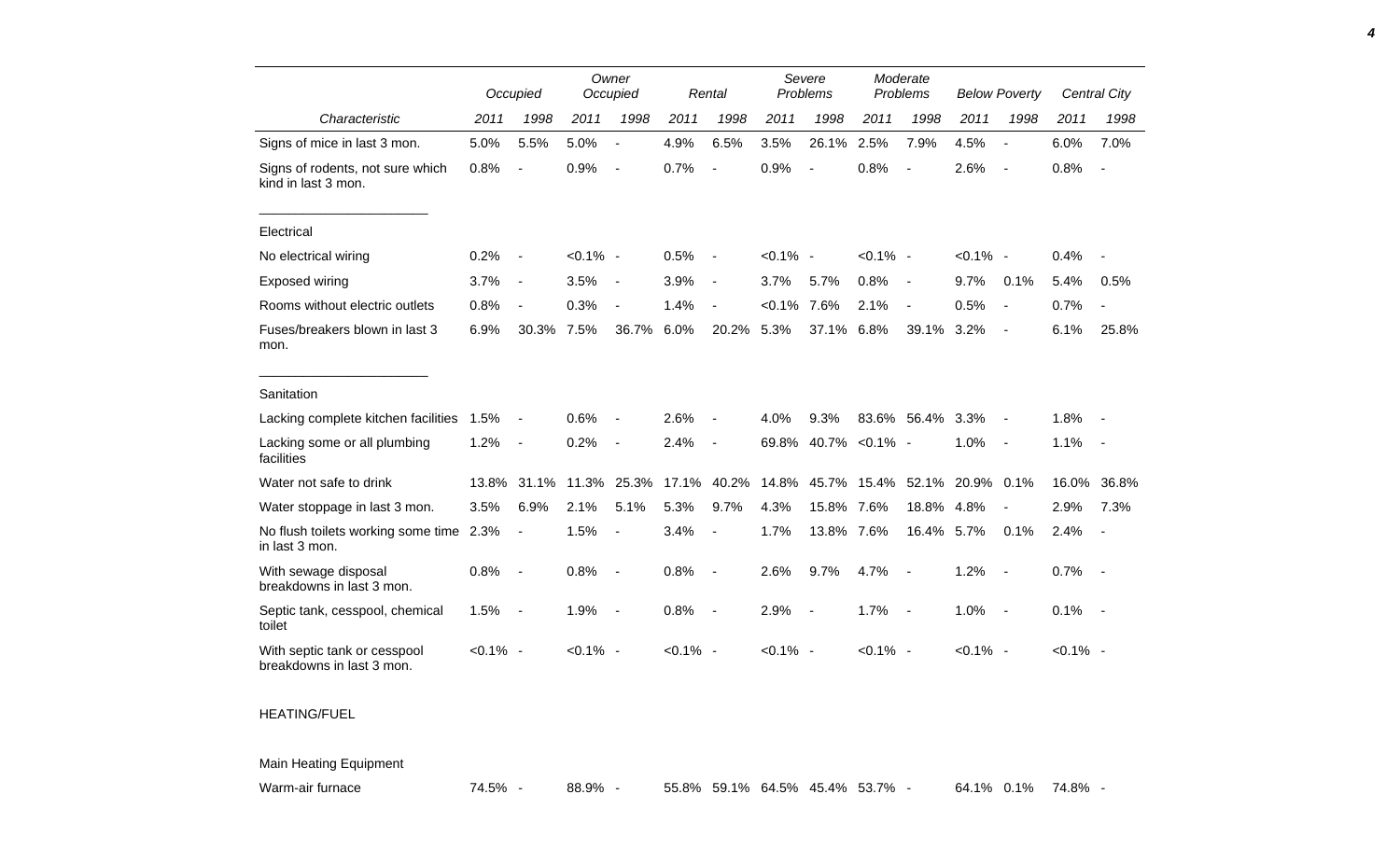| Characteristic | Occupied | | Owner Occupied | | Rental | | Severe Problems | | Moderate Problems | | Below Poverty | | Central City | |
|---|---|---|---|---|---|---|---|---|---|---|---|---|---|---|
| | 2011 | 1998 | 2011 | 1998 | 2011 | 1998 | 2011 | 1998 | 2011 | 1998 | 2011 | 1998 | 2011 | 1998 |
| Signs of mice in last 3 mon. | 5.0% | 5.5% | 5.0% | - | 4.9% | 6.5% | 3.5% | 26.1% | 2.5% | 7.9% | 4.5% | - | 6.0% | 7.0% |
| Signs of rodents, not sure which kind in last 3 mon. | 0.8% | - | 0.9% | - | 0.7% | - | 0.9% | - | 0.8% | - | 2.6% | - | 0.8% | - |
| Electrical | | | | | | | | | | | | | | |
| No electrical wiring | 0.2% | - | <0.1% | - | 0.5% | - | <0.1% | - | <0.1% | - | <0.1% | - | 0.4% | - |
| Exposed wiring | 3.7% | - | 3.5% | - | 3.9% | - | 3.7% | 5.7% | 0.8% | - | 9.7% | 0.1% | 5.4% | 0.5% |
| Rooms without electric outlets | 0.8% | - | 0.3% | - | 1.4% | - | <0.1% | 7.6% | 2.1% | - | 0.5% | - | 0.7% | - |
| Fuses/breakers blown in last 3 mon. | 6.9% | 30.3% | 7.5% | 36.7% | 6.0% | 20.2% | 5.3% | 37.1% | 6.8% | 39.1% | 3.2% | - | 6.1% | 25.8% |
| Sanitation | | | | | | | | | | | | | | |
| Lacking complete kitchen facilities | 1.5% | - | 0.6% | - | 2.6% | - | 4.0% | 9.3% | 83.6% | 56.4% | 3.3% | - | 1.8% | - |
| Lacking some or all plumbing facilities | 1.2% | - | 0.2% | - | 2.4% | - | 69.8% | 40.7% | <0.1% | - | 1.0% | - | 1.1% | - |
| Water not safe to drink | 13.8% | 31.1% | 11.3% | 25.3% | 17.1% | 40.2% | 14.8% | 45.7% | 15.4% | 52.1% | 20.9% | 0.1% | 16.0% | 36.8% |
| Water stoppage in last 3 mon. | 3.5% | 6.9% | 2.1% | 5.1% | 5.3% | 9.7% | 4.3% | 15.8% | 7.6% | 18.8% | 4.8% | - | 2.9% | 7.3% |
| No flush toilets working some time in last 3 mon. | 2.3% | - | 1.5% | - | 3.4% | - | 1.7% | 13.8% | 7.6% | 16.4% | 5.7% | 0.1% | 2.4% | - |
| With sewage disposal breakdowns in last 3 mon. | 0.8% | - | 0.8% | - | 0.8% | - | 2.6% | 9.7% | 4.7% | - | 1.2% | - | 0.7% | - |
| Septic tank, cesspool, chemical toilet | 1.5% | - | 1.9% | - | 0.8% | - | 2.9% | - | 1.7% | - | 1.0% | - | 0.1% | - |
| With septic tank or cesspool breakdowns in last 3 mon. | <0.1% | - | <0.1% | - | <0.1% | - | <0.1% | - | <0.1% | - | <0.1% | - | <0.1% | - |
| HEATING/FUEL | | | | | | | | | | | | | | |
| Main Heating Equipment | | | | | | | | | | | | | | |
| Warm-air furnace | 74.5% | - | 88.9% | - | 55.8% | 59.1% | 64.5% | 45.4% | 53.7% | - | 64.1% | 0.1% | 74.8% | - |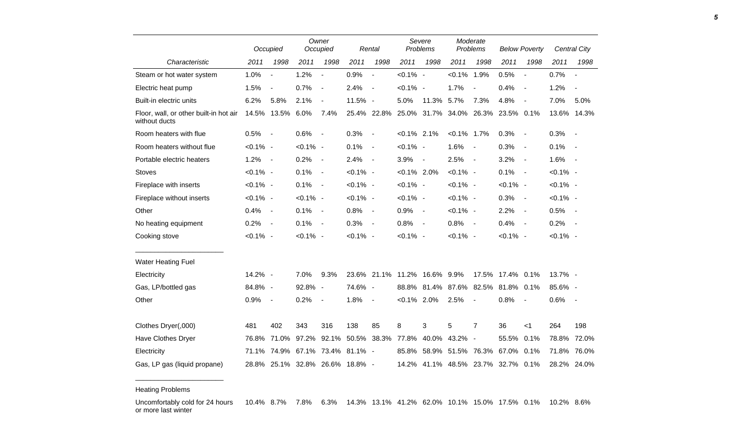| Characteristic | Occupied 2011 | Occupied 1998 | Owner Occupied 2011 | Owner Occupied 1998 | Rental 2011 | Rental 1998 | Severe Problems 2011 | Severe Problems 1998 | Moderate Problems 2011 | Moderate Problems 1998 | Below Poverty 2011 | Below Poverty 1998 | Central City 2011 | Central City 1998 |
|---|---|---|---|---|---|---|---|---|---|---|---|---|---|---|
| Steam or hot water system | 1.0% | - | 1.2% | - | 0.9% | - | <0.1% | - | <0.1% | 1.9% | 0.5% | - | 0.7% | - |
| Electric heat pump | 1.5% | - | 0.7% | - | 2.4% | - | <0.1% | - | 1.7% | - | 0.4% | - | 1.2% | - |
| Built-in electric units | 6.2% | 5.8% | 2.1% | - | 11.5% | - | 5.0% | 11.3% | 5.7% | 7.3% | 4.8% | - | 7.0% | 5.0% |
| Floor, wall, or other built-in hot air without ducts | 14.5% | 13.5% | 6.0% | 7.4% | 25.4% | 22.8% | 25.0% | 31.7% | 34.0% | 26.3% | 23.5% | 0.1% | 13.6% | 14.3% |
| Room heaters with flue | 0.5% | - | 0.6% | - | 0.3% | - | <0.1% | 2.1% | <0.1% | 1.7% | 0.3% | - | 0.3% | - |
| Room heaters without flue | <0.1% | - | <0.1% | - | 0.1% | - | <0.1% | - | 1.6% | - | 0.3% | - | 0.1% | - |
| Portable electric heaters | 1.2% | - | 0.2% | - | 2.4% | - | 3.9% | - | 2.5% | - | 3.2% | - | 1.6% | - |
| Stoves | <0.1% | - | 0.1% | - | <0.1% | - | <0.1% | 2.0% | <0.1% | - | 0.1% | - | <0.1% | - |
| Fireplace with inserts | <0.1% | - | 0.1% | - | <0.1% | - | <0.1% | - | <0.1% | - | <0.1% | - | <0.1% | - |
| Fireplace without inserts | <0.1% | - | <0.1% | - | <0.1% | - | <0.1% | - | <0.1% | - | 0.3% | - | <0.1% | - |
| Other | 0.4% | - | 0.1% | - | 0.8% | - | 0.9% | - | <0.1% | - | 2.2% | - | 0.5% | - |
| No heating equipment | 0.2% | - | 0.1% | - | 0.3% | - | 0.8% | - | 0.8% | - | 0.4% | - | 0.2% | - |
| Cooking stove | <0.1% | - | <0.1% | - | <0.1% | - | <0.1% | - | <0.1% | - | <0.1% | - | <0.1% | - |
| **Water Heating Fuel** | | | | | | | | | | | | | | |
| Electricity | 14.2% | - | 7.0% | 9.3% | 23.6% | 21.1% | 11.2% | 16.6% | 9.9% | 17.5% | 17.4% | 0.1% | 13.7% | - |
| Gas, LP/bottled gas | 84.8% | - | 92.8% | - | 74.6% | - | 88.8% | 81.4% | 87.6% | 82.5% | 81.8% | 0.1% | 85.6% | - |
| Other | 0.9% | - | 0.2% | - | 1.8% | - | <0.1% | 2.0% | 2.5% | - | 0.8% | - | 0.6% | - |
| Clothes Dryer(,000) | 481 | 402 | 343 | 316 | 138 | 85 | 8 | 3 | 5 | 7 | 36 | <1 | 264 | 198 |
| Have Clothes Dryer | 76.8% | 71.0% | 97.2% | 92.1% | 50.5% | 38.3% | 77.8% | 40.0% | 43.2% | - | 55.5% | 0.1% | 78.8% | 72.0% |
| Electricity | 71.1% | 74.9% | 67.1% | 73.4% | 81.1% | - | 85.8% | 58.9% | 51.5% | 76.3% | 67.0% | 0.1% | 71.8% | 76.0% |
| Gas, LP gas (liquid propane) | 28.8% | 25.1% | 32.8% | 26.6% | 18.8% | - | 14.2% | 41.1% | 48.5% | 23.7% | 32.7% | 0.1% | 28.2% | 24.0% |
| **Heating Problems** | | | | | | | | | | | | | | |
| Uncomfortably cold for 24 hours or more last winter | 10.4% | 8.7% | 7.8% | 6.3% | 14.3% | 13.1% | 41.2% | 62.0% | 10.1% | 15.0% | 17.5% | 0.1% | 10.2% | 8.6% |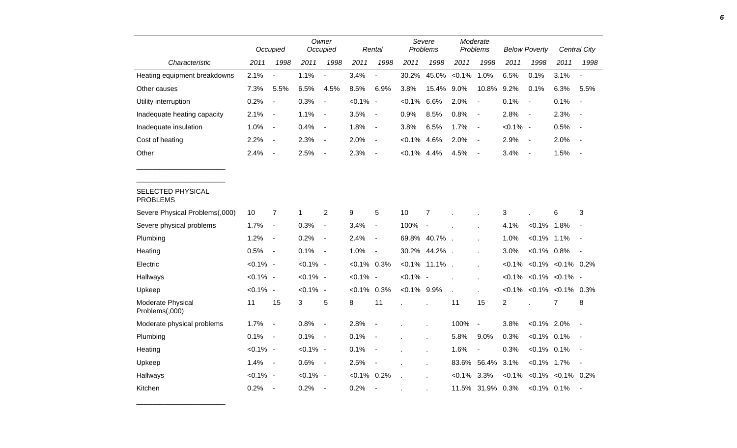| Characteristic | Occupied | | Owner Occupied | | Rental | | Severe Problems | | Moderate Problems | | Below Poverty | | Central City | |
|---|---|---|---|---|---|---|---|---|---|---|---|---|---|---|
| | 2011 | 1998 | 2011 | 1998 | 2011 | 1998 | 2011 | 1998 | 2011 | 1998 | 2011 | 1998 | 2011 | 1998 |
| Heating equipment breakdowns | 2.1% | - | 1.1% | - | 3.4% | - | 30.2% | 45.0% | <0.1% | 1.0% | 6.5% | 0.1% | 3.1% | - |
| Other causes | 7.3% | 5.5% | 6.5% | 4.5% | 8.5% | 6.9% | 3.8% | 15.4% | 9.0% | 10.8% | 9.2% | 0.1% | 6.3% | 5.5% |
| Utility interruption | 0.2% | - | 0.3% | - | <0.1% | - | <0.1% | 6.6% | 2.0% | - | 0.1% | - | 0.1% | - |
| Inadequate heating capacity | 2.1% | - | 1.1% | - | 3.5% | - | 0.9% | 8.5% | 0.8% | - | 2.8% | - | 2.3% | - |
| Inadequate insulation | 1.0% | - | 0.4% | - | 1.8% | - | 3.8% | 6.5% | 1.7% | - | <0.1% | - | 0.5% | - |
| Cost of heating | 2.2% | - | 2.3% | - | 2.0% | - | <0.1% | 4.6% | 2.0% | - | 2.9% | - | 2.0% | - |
| Other | 2.4% | - | 2.5% | - | 2.3% | - | <0.1% | 4.4% | 4.5% | - | 3.4% | - | 1.5% | - |
| SELECTED PHYSICAL PROBLEMS | | | | | | | | | | | | | | |
| Severe Physical Problems(,000) | 10 | 7 | 1 | 2 | 9 | 5 | 10 | 7 | . | . | 3 | . | 6 | 3 |
| Severe physical problems | 1.7% | - | 0.3% | - | 3.4% | - | 100% | - | . | . | 4.1% | <0.1% | 1.8% | - |
| Plumbing | 1.2% | - | 0.2% | - | 2.4% | - | 69.8% | 40.7% | . | . | 1.0% | <0.1% | 1.1% | - |
| Heating | 0.5% | - | 0.1% | - | 1.0% | - | 30.2% | 44.2% | . | . | 3.0% | <0.1% | 0.8% | - |
| Electric | <0.1% | - | <0.1% | - | <0.1% | 0.3% | <0.1% | 11.1% | . | . | <0.1% | <0.1% | <0.1% | 0.2% |
| Hallways | <0.1% | - | <0.1% | - | <0.1% | - | <0.1% | - | . | . | <0.1% | <0.1% | <0.1% | - |
| Upkeep | <0.1% | - | <0.1% | - | <0.1% | 0.3% | <0.1% | 9.9% | . | . | <0.1% | <0.1% | <0.1% | 0.3% |
| Moderate Physical Problems(,000) | 11 | 15 | 3 | 5 | 8 | 11 | . | . | 11 | 15 | 2 | . | 7 | 8 |
| Moderate physical problems | 1.7% | - | 0.8% | - | 2.8% | - | . | . | 100% | - | 3.8% | <0.1% | 2.0% | - |
| Plumbing | 0.1% | - | 0.1% | - | 0.1% | - | . | . | 5.8% | 9.0% | 0.3% | <0.1% | 0.1% | - |
| Heating | <0.1% | - | <0.1% | - | 0.1% | - | . | . | 1.6% | - | 0.3% | <0.1% | 0.1% | - |
| Upkeep | 1.4% | - | 0.6% | - | 2.5% | - | . | . | 83.6% | 56.4% | 3.1% | <0.1% | 1.7% | - |
| Hallways | <0.1% | - | <0.1% | - | <0.1% | 0.2% | . | . | <0.1% | 3.3% | <0.1% | <0.1% | <0.1% | 0.2% |
| Kitchen | 0.2% | - | 0.2% | - | 0.2% | - | . | . | 11.5% | 31.9% | 0.3% | <0.1% | 0.1% | - |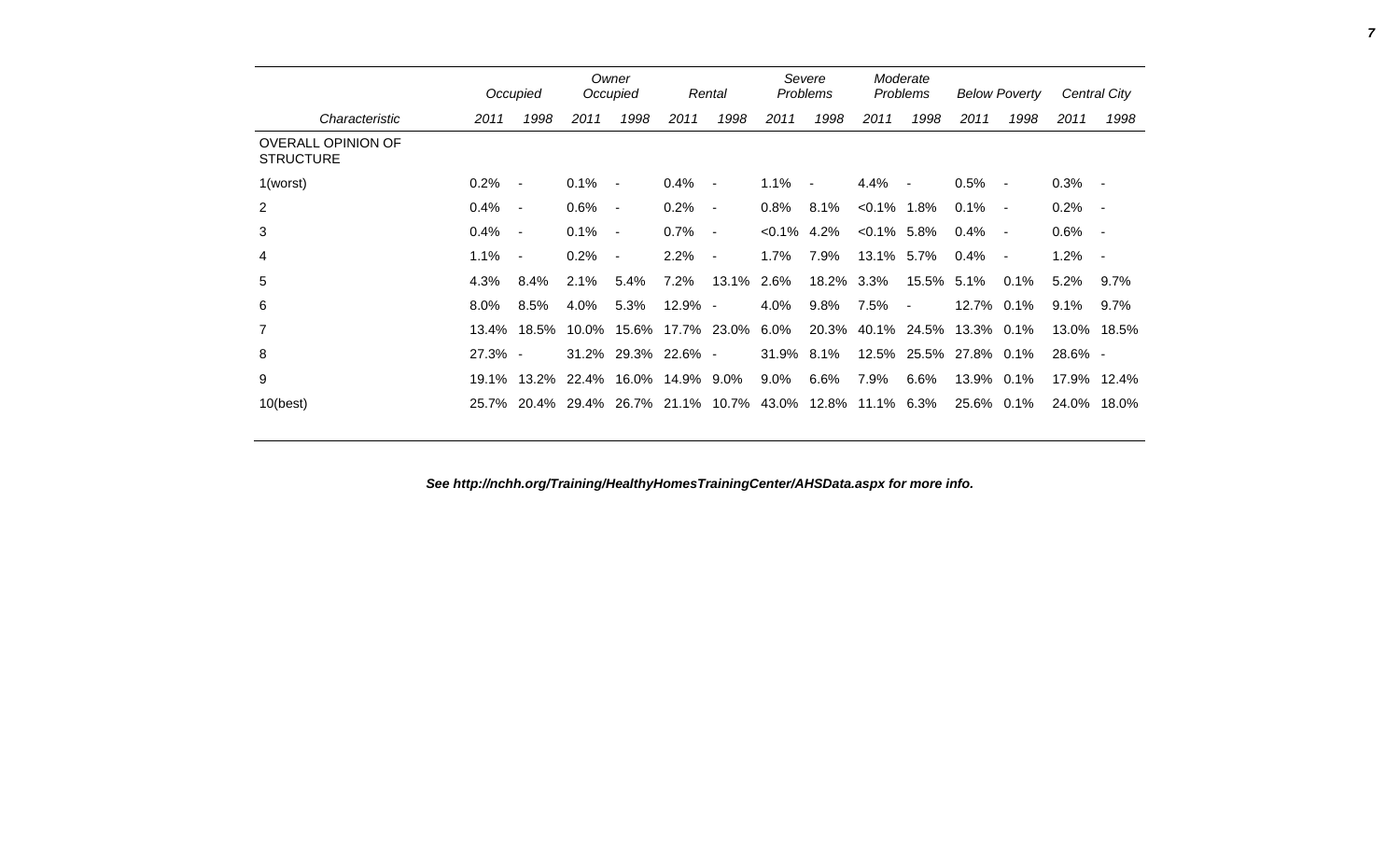| | Occupied | | Owner Occupied | | Rental | | Severe Problems | | Moderate Problems | | Below Poverty | | Central City | |
|---|---|---|---|---|---|---|---|---|---|---|---|---|---|---|
| Characteristic | 2011 | 1998 | 2011 | 1998 | 2011 | 1998 | 2011 | 1998 | 2011 | 1998 | 2011 | 1998 | 2011 | 1998 |
| OVERALL OPINION OF STRUCTURE | | | | | | | | | | | | | | |
| 1(worst) | 0.2% | - | 0.1% | - | 0.4% | - | 1.1% | - | 4.4% | - | 0.5% | - | 0.3% | - |
| 2 | 0.4% | - | 0.6% | - | 0.2% | - | 0.8% | 8.1% | <0.1% | 1.8% | 0.1% | - | 0.2% | - |
| 3 | 0.4% | - | 0.1% | - | 0.7% | - | <0.1% | 4.2% | <0.1% | 5.8% | 0.4% | - | 0.6% | - |
| 4 | 1.1% | - | 0.2% | - | 2.2% | - | 1.7% | 7.9% | 13.1% | 5.7% | 0.4% | - | 1.2% | - |
| 5 | 4.3% | 8.4% | 2.1% | 5.4% | 7.2% | 13.1% | 2.6% | 18.2% | 3.3% | 15.5% | 5.1% | 0.1% | 5.2% | 9.7% |
| 6 | 8.0% | 8.5% | 4.0% | 5.3% | 12.9% | - | 4.0% | 9.8% | 7.5% | - | 12.7% | 0.1% | 9.1% | 9.7% |
| 7 | 13.4% | 18.5% | 10.0% | 15.6% | 17.7% | 23.0% | 6.0% | 20.3% | 40.1% | 24.5% | 13.3% | 0.1% | 13.0% | 18.5% |
| 8 | 27.3% | - | 31.2% | 29.3% | 22.6% | - | 31.9% | 8.1% | 12.5% | 25.5% | 27.8% | 0.1% | 28.6% | - |
| 9 | 19.1% | 13.2% | 22.4% | 16.0% | 14.9% | 9.0% | 9.0% | 6.6% | 7.9% | 6.6% | 13.9% | 0.1% | 17.9% | 12.4% |
| 10(best) | 25.7% | 20.4% | 29.4% | 26.7% | 21.1% | 10.7% | 43.0% | 12.8% | 11.1% | 6.3% | 25.6% | 0.1% | 24.0% | 18.0% |

***See http://nchh.org/Training/HealthyHomesTrainingCenter/AHSData.aspx for more info.***